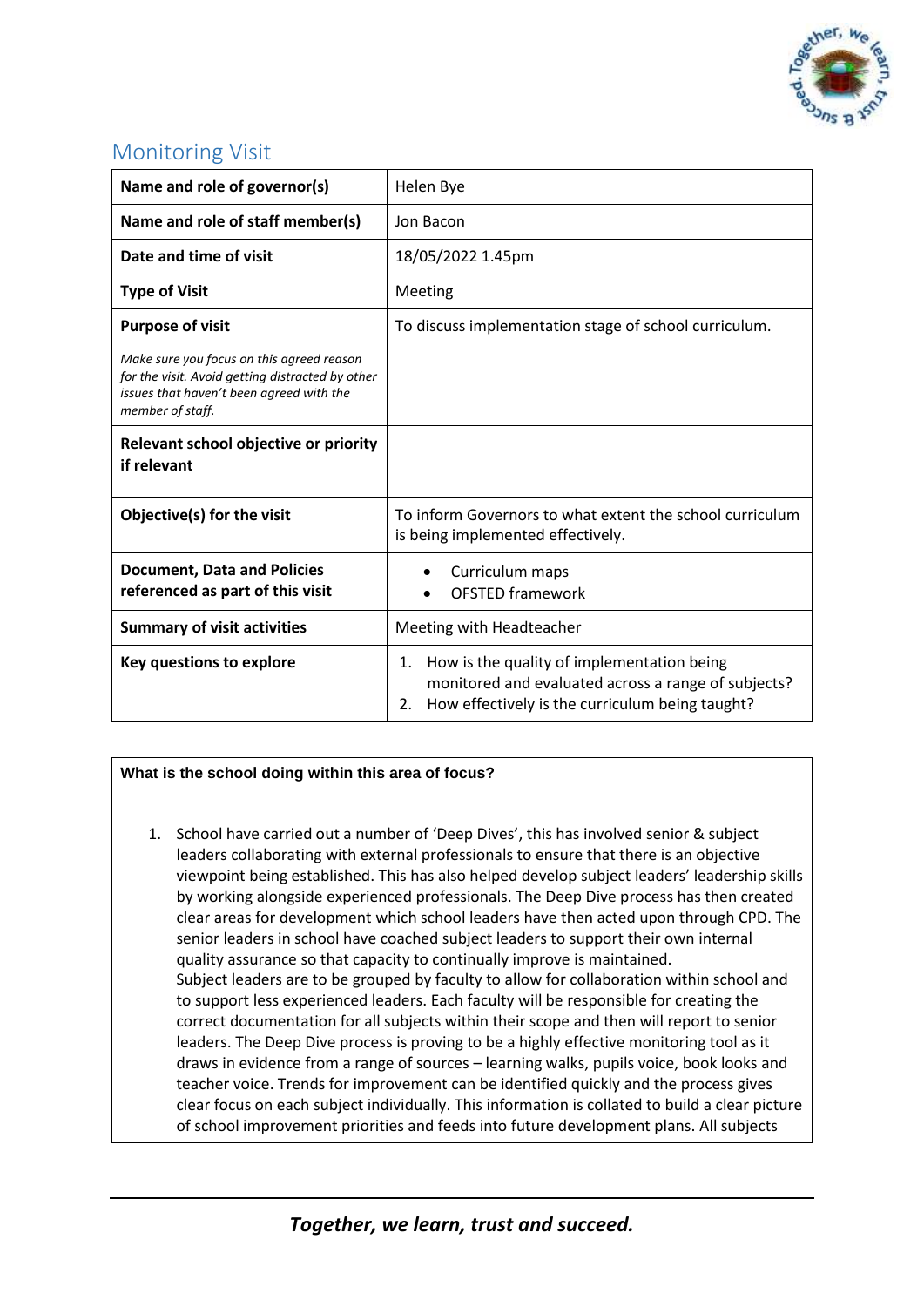## Monitoring Visit

| Name and role of governor(s) | Helen Bye |
|---|---|
| **Name and role of staff member(s)** | Jon Bacon |
| **Date and time of visit** | 18/05/2022 1.45pm |
| **Type of Visit** | Meeting |
| **Purpose of visit**<br><br>*Make sure you focus on this agreed reason for the visit. Avoid getting distracted by other issues that haven't been agreed with the member of staff.* | To discuss implementation stage of school curriculum. |
| **Relevant school objective or priority if relevant** | |
| **Objective(s) for the visit** | To inform Governors to what extent the school curriculum is being implemented effectively. |
| **Document, Data and Policies referenced as part of this visit** | • Curriculum maps<br>• OFSTED framework |
| **Summary of visit activities** | Meeting with Headteacher |
| **Key questions to explore** | 1. How is the quality of implementation being monitored and evaluated across a range of subjects?<br>2. How effectively is the curriculum being taught? |

**What is the school doing within this area of focus?**

1. School have carried out a number of 'Deep Dives', this has involved senior & subject leaders collaborating with external professionals to ensure that there is an objective viewpoint being established. This has also helped develop subject leaders' leadership skills by working alongside experienced professionals. The Deep Dive process has then created clear areas for development which school leaders have then acted upon through CPD. The senior leaders in school have coached subject leaders to support their own internal quality assurance so that capacity to continually improve is maintained.
   Subject leaders are to be grouped by faculty to allow for collaboration within school and to support less experienced leaders. Each faculty will be responsible for creating the correct documentation for all subjects within their scope and then will report to senior leaders. The Deep Dive process is proving to be a highly effective monitoring tool as it draws in evidence from a range of sources – learning walks, pupils voice, book looks and teacher voice. Trends for improvement can be identified quickly and the process gives clear focus on each subject individually. This information is collated to build a clear picture of school improvement priorities and feeds into future development plans. All subjects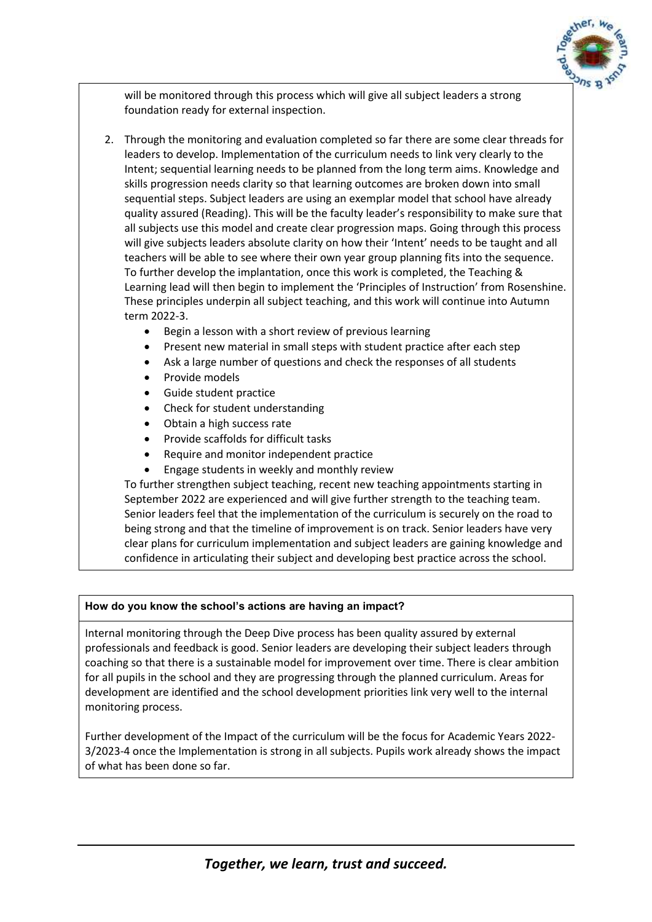will be monitored through this process which will give all subject leaders a strong foundation ready for external inspection.

2. Through the monitoring and evaluation completed so far there are some clear threads for leaders to develop. Implementation of the curriculum needs to link very clearly to the Intent; sequential learning needs to be planned from the long term aims. Knowledge and skills progression needs clarity so that learning outcomes are broken down into small sequential steps. Subject leaders are using an exemplar model that school have already quality assured (Reading). This will be the faculty leader's responsibility to make sure that all subjects use this model and create clear progression maps. Going through this process will give subjects leaders absolute clarity on how their 'Intent' needs to be taught and all teachers will be able to see where their own year group planning fits into the sequence. To further develop the implantation, once this work is completed, the Teaching & Learning lead will then begin to implement the 'Principles of Instruction' from Rosenshine. These principles underpin all subject teaching, and this work will continue into Autumn term 2022-3.
   - Begin a lesson with a short review of previous learning
   - Present new material in small steps with student practice after each step
   - Ask a large number of questions and check the responses of all students
   - Provide models
   - Guide student practice
   - Check for student understanding
   - Obtain a high success rate
   - Provide scaffolds for difficult tasks
   - Require and monitor independent practice
   - Engage students in weekly and monthly review

   To further strengthen subject teaching, recent new teaching appointments starting in September 2022 are experienced and will give further strength to the teaching team. Senior leaders feel that the implementation of the curriculum is securely on the road to being strong and that the timeline of improvement is on track. Senior leaders have very clear plans for curriculum implementation and subject leaders are gaining knowledge and confidence in articulating their subject and developing best practice across the school.

**How do you know the school's actions are having an impact?**

Internal monitoring through the Deep Dive process has been quality assured by external professionals and feedback is good. Senior leaders are developing their subject leaders through coaching so that there is a sustainable model for improvement over time. There is clear ambition for all pupils in the school and they are progressing through the planned curriculum. Areas for development are identified and the school development priorities link very well to the internal monitoring process.

Further development of the Impact of the curriculum will be the focus for Academic Years 2022-3/2023-4 once the Implementation is strong in all subjects. Pupils work already shows the impact of what has been done so far.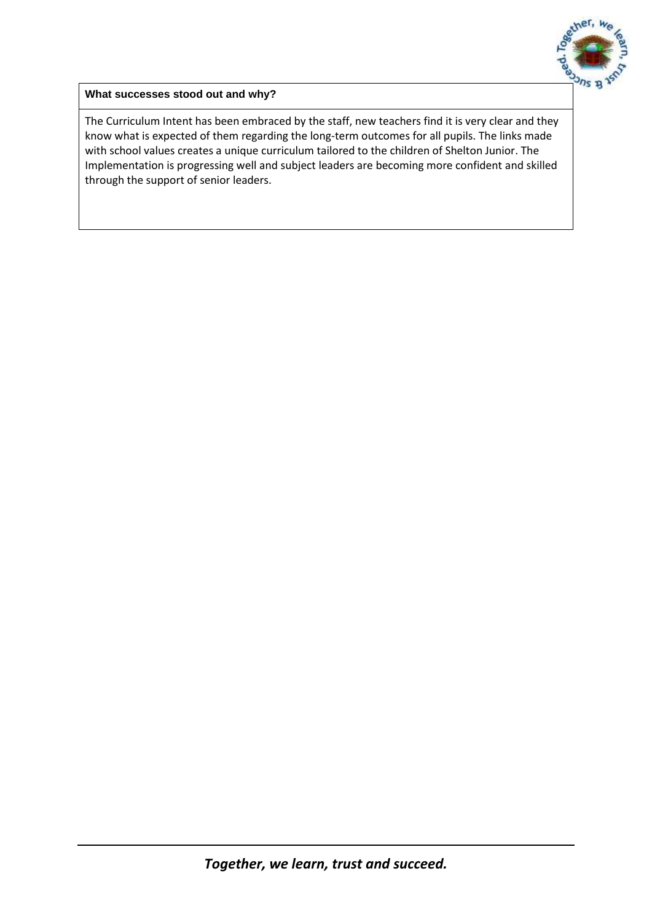**What successes stood out and why?**

The Curriculum Intent has been embraced by the staff, new teachers find it is very clear and they know what is expected of them regarding the long-term outcomes for all pupils. The links made with school values creates a unique curriculum tailored to the children of Shelton Junior. The Implementation is progressing well and subject leaders are becoming more confident and skilled through the support of senior leaders.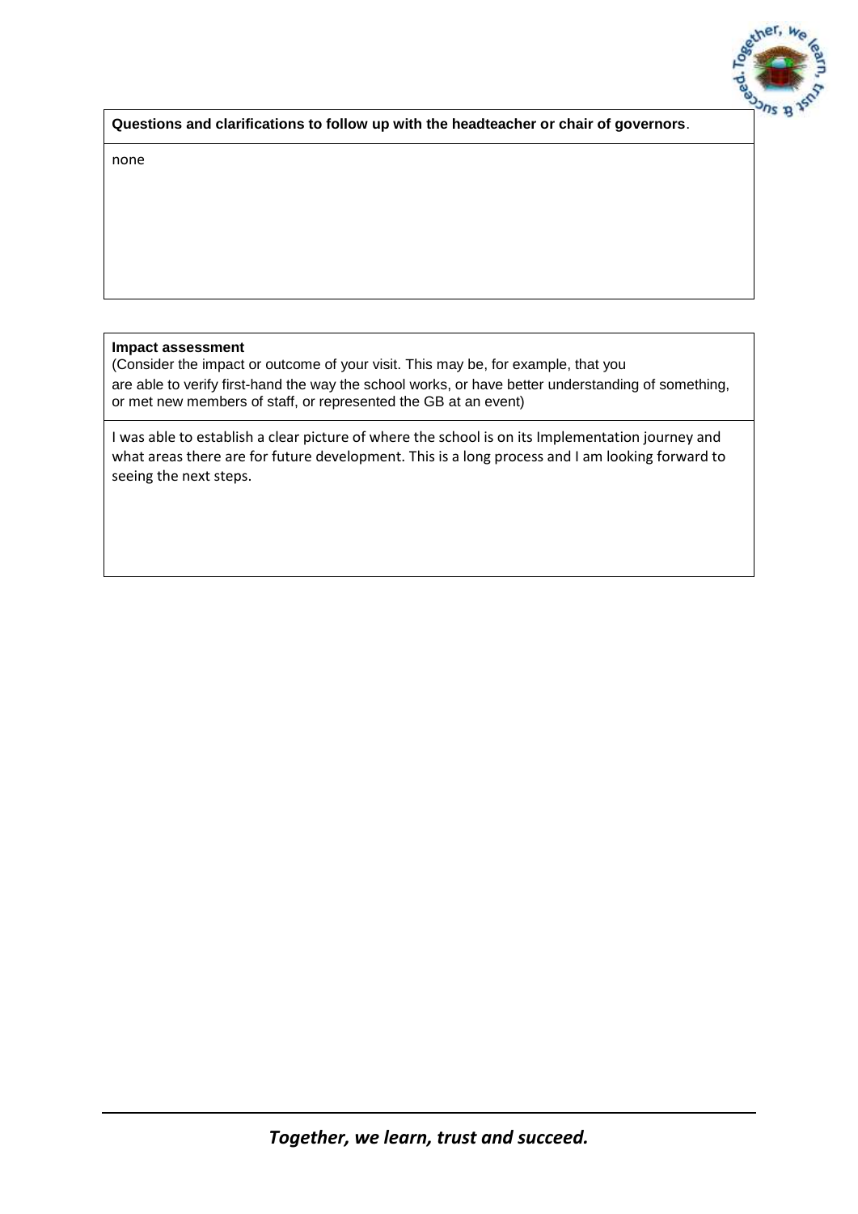**Questions and clarifications to follow up with the headteacher or chair of governors**.

none

**Impact assessment**

(Consider the impact or outcome of your visit. This may be, for example, that you are able to verify first-hand the way the school works, or have better understanding of something, or met new members of staff, or represented the GB at an event)

I was able to establish a clear picture of where the school is on its Implementation journey and what areas there are for future development. This is a long process and I am looking forward to seeing the next steps.